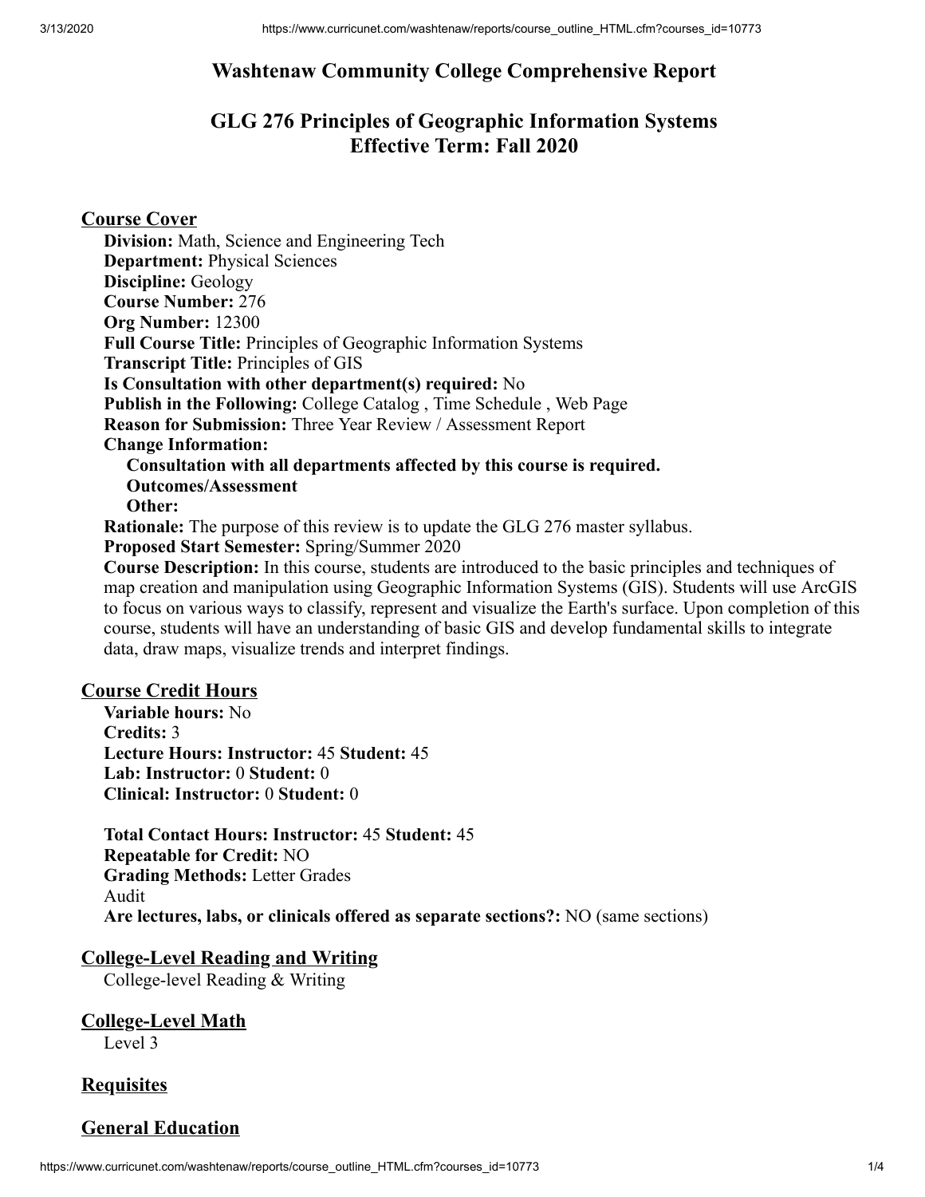# Washtenaw Community College Comprehensive Report

## GLG 276 Principles of Geographic Information Systems
## Effective Term: Fall 2020

### Course Cover

**Division:** Math, Science and Engineering Tech
**Department:** Physical Sciences
**Discipline:** Geology
**Course Number:** 276
**Org Number:** 12300
**Full Course Title:** Principles of Geographic Information Systems
**Transcript Title:** Principles of GIS
**Is Consultation with other department(s) required:** No
**Publish in the Following:** College Catalog , Time Schedule , Web Page
**Reason for Submission:** Three Year Review / Assessment Report
**Change Information:**
**Consultation with all departments affected by this course is required.**
**Outcomes/Assessment**
**Other:**
**Rationale:** The purpose of this review is to update the GLG 276 master syllabus.
**Proposed Start Semester:** Spring/Summer 2020
**Course Description:** In this course, students are introduced to the basic principles and techniques of map creation and manipulation using Geographic Information Systems (GIS). Students will use ArcGIS to focus on various ways to classify, represent and visualize the Earth's surface. Upon completion of this course, students will have an understanding of basic GIS and develop fundamental skills to integrate data, draw maps, visualize trends and interpret findings.

### Course Credit Hours

**Variable hours:** No
**Credits:** 3
**Lecture Hours: Instructor:** 45 **Student:** 45
**Lab: Instructor:** 0 **Student:** 0
**Clinical: Instructor:** 0 **Student:** 0

**Total Contact Hours: Instructor:** 45 **Student:** 45
**Repeatable for Credit:** NO
**Grading Methods:** Letter Grades
Audit
**Are lectures, labs, or clinicals offered as separate sections?:** NO (same sections)

### College-Level Reading and Writing

College-level Reading & Writing

### College-Level Math

Level 3

### Requisites

### General Education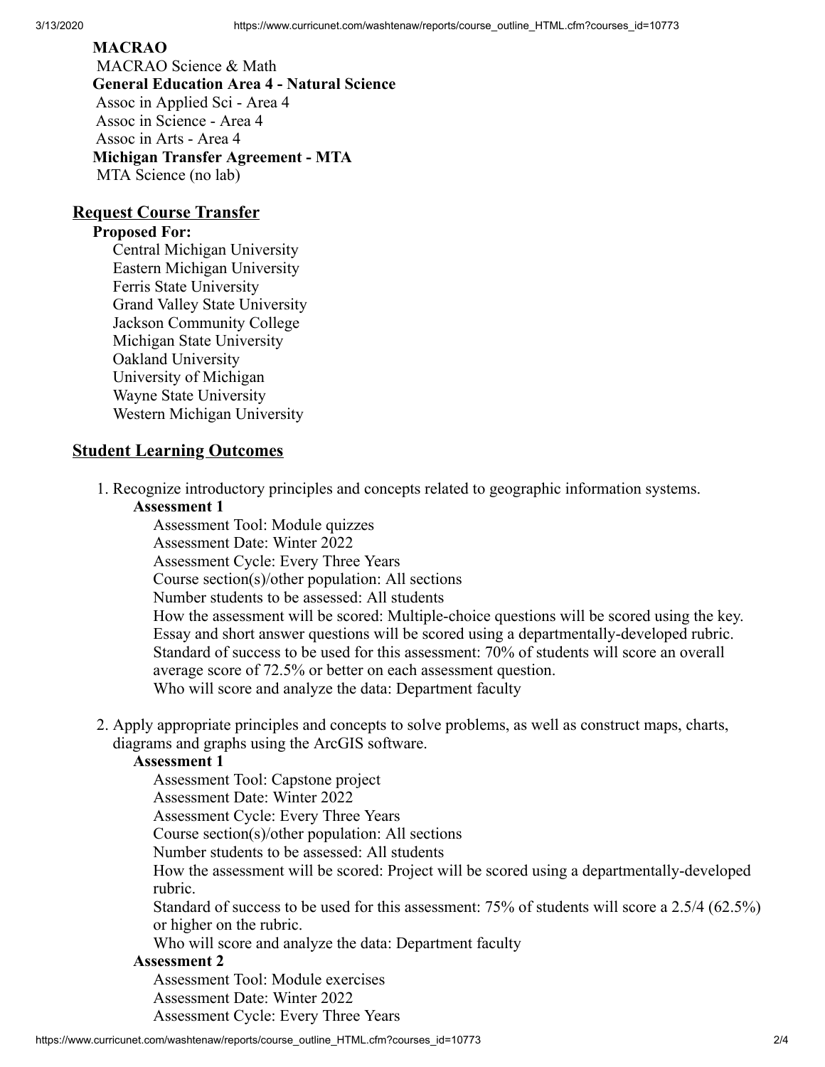**MACRAO**

MACRAO Science & Math

**General Education Area 4 - Natural Science**

Assoc in Applied Sci - Area 4
Assoc in Science - Area 4
Assoc in Arts - Area 4

**Michigan Transfer Agreement - MTA**

MTA Science (no lab)

## Request Course Transfer

**Proposed For:**

Central Michigan University
Eastern Michigan University
Ferris State University
Grand Valley State University
Jackson Community College
Michigan State University
Oakland University
University of Michigan
Wayne State University
Western Michigan University

## Student Learning Outcomes

1. Recognize introductory principles and concepts related to geographic information systems.

   **Assessment 1**

   Assessment Tool: Module quizzes
   Assessment Date: Winter 2022
   Assessment Cycle: Every Three Years
   Course section(s)/other population: All sections
   Number students to be assessed: All students
   How the assessment will be scored: Multiple-choice questions will be scored using the key. Essay and short answer questions will be scored using a departmentally-developed rubric.
   Standard of success to be used for this assessment: 70% of students will score an overall average score of 72.5% or better on each assessment question.
   Who will score and analyze the data: Department faculty

2. Apply appropriate principles and concepts to solve problems, as well as construct maps, charts, diagrams and graphs using the ArcGIS software.

   **Assessment 1**

   Assessment Tool: Capstone project
   Assessment Date: Winter 2022
   Assessment Cycle: Every Three Years
   Course section(s)/other population: All sections
   Number students to be assessed: All students
   How the assessment will be scored: Project will be scored using a departmentally-developed rubric.
   Standard of success to be used for this assessment: 75% of students will score a 2.5/4 (62.5%) or higher on the rubric.
   Who will score and analyze the data: Department faculty

   **Assessment 2**

   Assessment Tool: Module exercises
   Assessment Date: Winter 2022
   Assessment Cycle: Every Three Years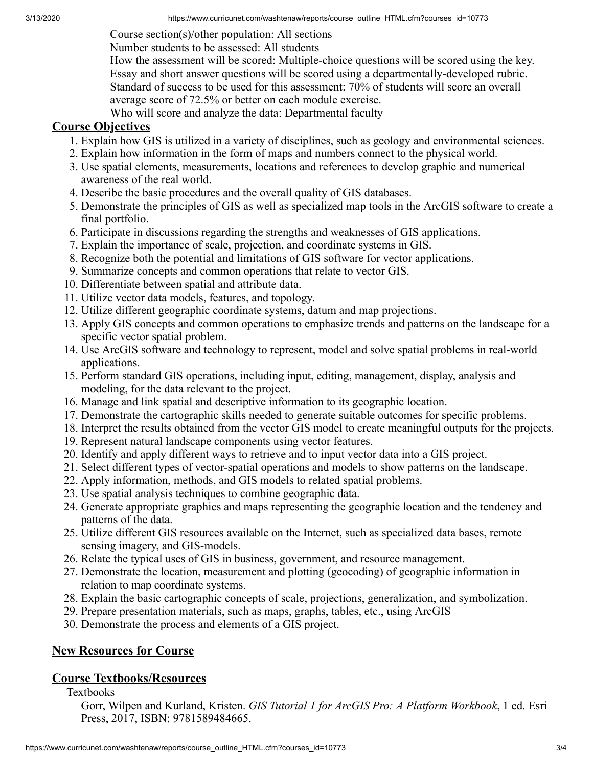Course section(s)/other population: All sections
Number students to be assessed: All students
How the assessment will be scored: Multiple-choice questions will be scored using the key. Essay and short answer questions will be scored using a departmentally-developed rubric.
Standard of success to be used for this assessment: 70% of students will score an overall average score of 72.5% or better on each module exercise.
Who will score and analyze the data: Departmental faculty

## Course Objectives

1. Explain how GIS is utilized in a variety of disciplines, such as geology and environmental sciences.
2. Explain how information in the form of maps and numbers connect to the physical world.
3. Use spatial elements, measurements, locations and references to develop graphic and numerical awareness of the real world.
4. Describe the basic procedures and the overall quality of GIS databases.
5. Demonstrate the principles of GIS as well as specialized map tools in the ArcGIS software to create a final portfolio.
6. Participate in discussions regarding the strengths and weaknesses of GIS applications.
7. Explain the importance of scale, projection, and coordinate systems in GIS.
8. Recognize both the potential and limitations of GIS software for vector applications.
9. Summarize concepts and common operations that relate to vector GIS.
10. Differentiate between spatial and attribute data.
11. Utilize vector data models, features, and topology.
12. Utilize different geographic coordinate systems, datum and map projections.
13. Apply GIS concepts and common operations to emphasize trends and patterns on the landscape for a specific vector spatial problem.
14. Use ArcGIS software and technology to represent, model and solve spatial problems in real-world applications.
15. Perform standard GIS operations, including input, editing, management, display, analysis and modeling, for the data relevant to the project.
16. Manage and link spatial and descriptive information to its geographic location.
17. Demonstrate the cartographic skills needed to generate suitable outcomes for specific problems.
18. Interpret the results obtained from the vector GIS model to create meaningful outputs for the projects.
19. Represent natural landscape components using vector features.
20. Identify and apply different ways to retrieve and to input vector data into a GIS project.
21. Select different types of vector-spatial operations and models to show patterns on the landscape.
22. Apply information, methods, and GIS models to related spatial problems.
23. Use spatial analysis techniques to combine geographic data.
24. Generate appropriate graphics and maps representing the geographic location and the tendency and patterns of the data.
25. Utilize different GIS resources available on the Internet, such as specialized data bases, remote sensing imagery, and GIS-models.
26. Relate the typical uses of GIS in business, government, and resource management.
27. Demonstrate the location, measurement and plotting (geocoding) of geographic information in relation to map coordinate systems.
28. Explain the basic cartographic concepts of scale, projections, generalization, and symbolization.
29. Prepare presentation materials, such as maps, graphs, tables, etc., using ArcGIS
30. Demonstrate the process and elements of a GIS project.

## New Resources for Course

## Course Textbooks/Resources

Textbooks

Gorr, Wilpen and Kurland, Kristen. *GIS Tutorial 1 for ArcGIS Pro: A Platform Workbook*, 1 ed. Esri Press, 2017, ISBN: 9781589484665.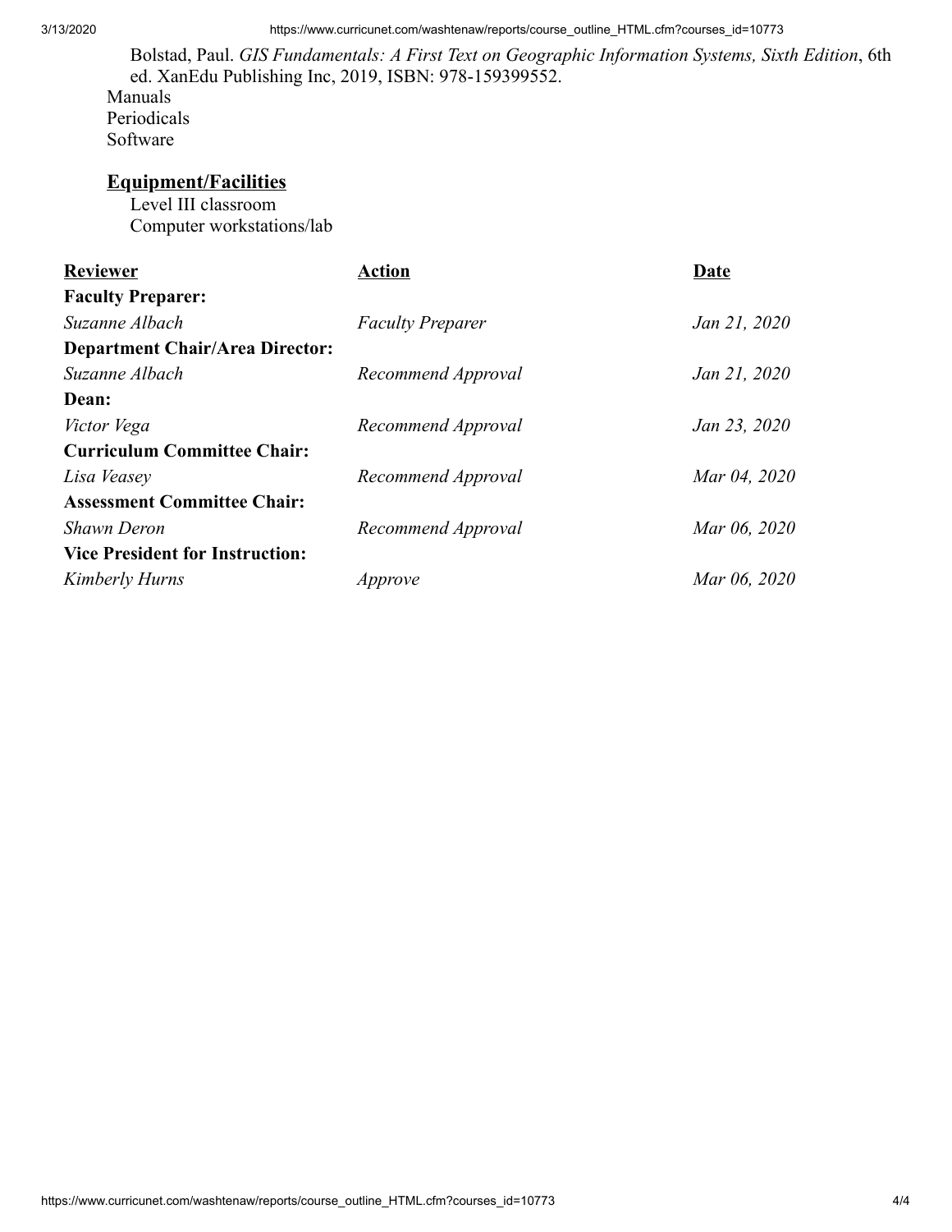Bolstad, Paul. *GIS Fundamentals: A First Text on Geographic Information Systems, Sixth Edition*, 6th ed. XanEdu Publishing Inc, 2019, ISBN: 978-159399552.

Manuals

Periodicals

Software

## Equipment/Facilities

Level III classroom

Computer workstations/lab

| Reviewer | Action | Date |
|---|---|---|
| **Faculty Preparer:** | | |
| *Suzanne Albach* | *Faculty Preparer* | *Jan 21, 2020* |
| **Department Chair/Area Director:** | | |
| *Suzanne Albach* | *Recommend Approval* | *Jan 21, 2020* |
| **Dean:** | | |
| *Victor Vega* | *Recommend Approval* | *Jan 23, 2020* |
| **Curriculum Committee Chair:** | | |
| *Lisa Veasey* | *Recommend Approval* | *Mar 04, 2020* |
| **Assessment Committee Chair:** | | |
| *Shawn Deron* | *Recommend Approval* | *Mar 06, 2020* |
| **Vice President for Instruction:** | | |
| *Kimberly Hurns* | *Approve* | *Mar 06, 2020* |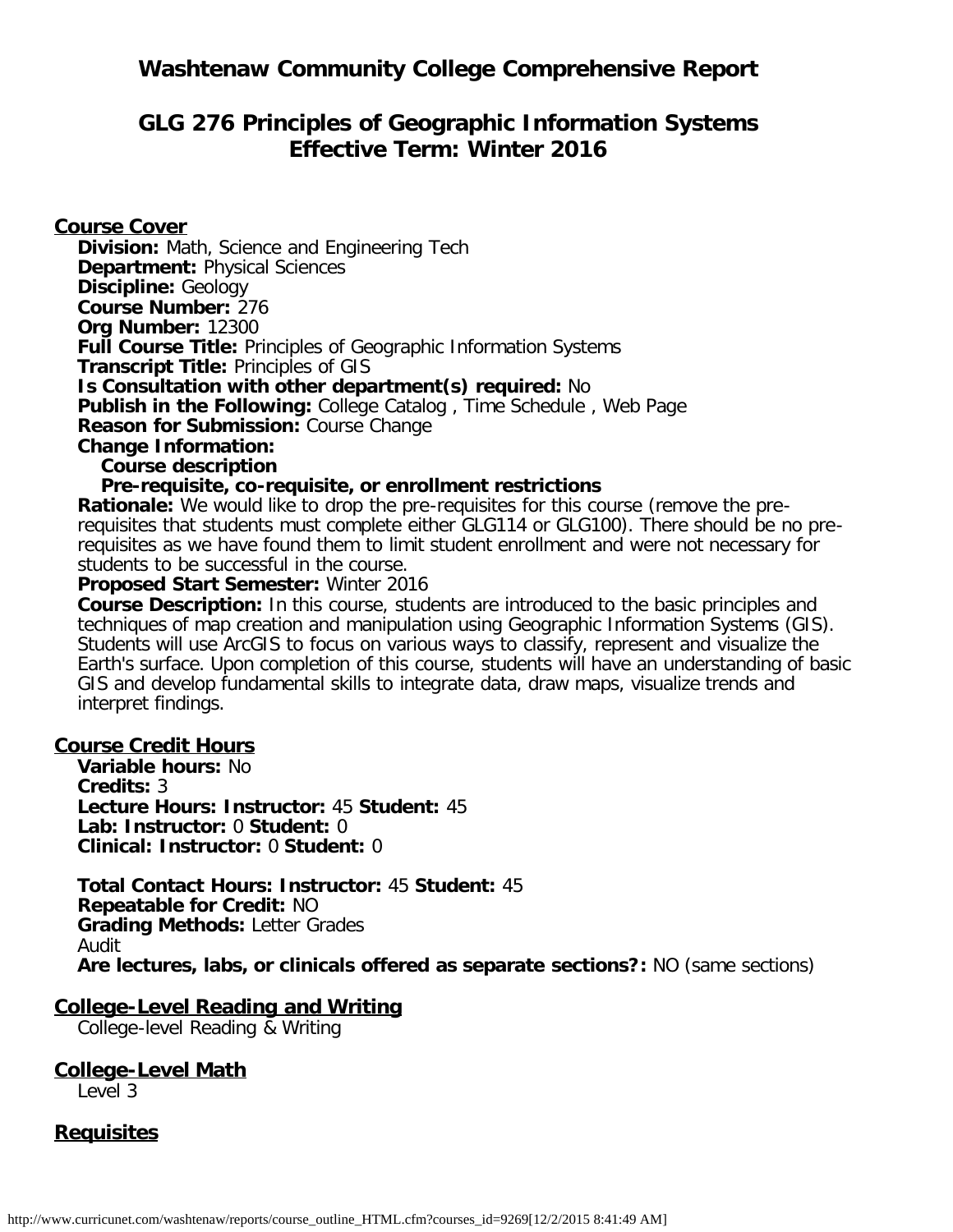# Washtenaw Community College Comprehensive Report

## GLG 276 Principles of Geographic Information Systems
## Effective Term: Winter 2016

### Course Cover

**Division:** Math, Science and Engineering Tech
**Department:** Physical Sciences
**Discipline:** Geology
**Course Number:** 276
**Org Number:** 12300
**Full Course Title:** Principles of Geographic Information Systems
**Transcript Title:** Principles of GIS
**Is Consultation with other department(s) required:** No
**Publish in the Following:** College Catalog , Time Schedule , Web Page
**Reason for Submission:** Course Change
**Change Information:**
**Course description**
**Pre-requisite, co-requisite, or enrollment restrictions**
**Rationale:** We would like to drop the pre-requisites for this course (remove the pre-requisites that students must complete either GLG114 or GLG100). There should be no pre-requisites as we have found them to limit student enrollment and were not necessary for students to be successful in the course.
**Proposed Start Semester:** Winter 2016
**Course Description:** In this course, students are introduced to the basic principles and techniques of map creation and manipulation using Geographic Information Systems (GIS). Students will use ArcGIS to focus on various ways to classify, represent and visualize the Earth's surface. Upon completion of this course, students will have an understanding of basic GIS and develop fundamental skills to integrate data, draw maps, visualize trends and interpret findings.

### Course Credit Hours

**Variable hours:** No
**Credits:** 3
**Lecture Hours: Instructor:** 45 **Student:** 45
**Lab: Instructor:** 0 **Student:** 0
**Clinical: Instructor:** 0 **Student:** 0

**Total Contact Hours: Instructor:** 45 **Student:** 45
**Repeatable for Credit:** NO
**Grading Methods:** Letter Grades
Audit
**Are lectures, labs, or clinicals offered as separate sections?:** NO (same sections)

### College-Level Reading and Writing

College-level Reading & Writing

### College-Level Math

Level 3

### Requisites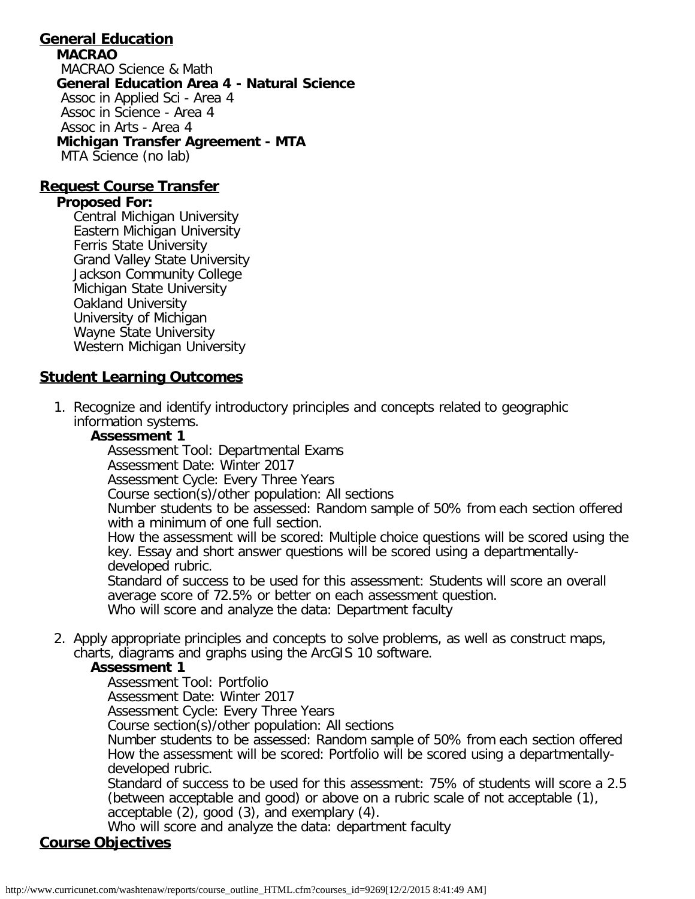## General Education

**MACRAO**

MACRAO Science & Math

**General Education Area 4 - Natural Science**

Assoc in Applied Sci - Area 4
Assoc in Science - Area 4
Assoc in Arts - Area 4

**Michigan Transfer Agreement - MTA**

MTA Science (no lab)

## Request Course Transfer

**Proposed For:**

Central Michigan University
Eastern Michigan University
Ferris State University
Grand Valley State University
Jackson Community College
Michigan State University
Oakland University
University of Michigan
Wayne State University
Western Michigan University

## Student Learning Outcomes

1. Recognize and identify introductory principles and concepts related to geographic information systems.

   **Assessment 1**

   Assessment Tool: Departmental Exams
   Assessment Date: Winter 2017
   Assessment Cycle: Every Three Years
   Course section(s)/other population: All sections
   Number students to be assessed: Random sample of 50% from each section offered with a minimum of one full section.
   How the assessment will be scored: Multiple choice questions will be scored using the key. Essay and short answer questions will be scored using a departmentally-developed rubric.
   Standard of success to be used for this assessment: Students will score an overall average score of 72.5% or better on each assessment question.
   Who will score and analyze the data: Department faculty

2. Apply appropriate principles and concepts to solve problems, as well as construct maps, charts, diagrams and graphs using the ArcGIS 10 software.

   **Assessment 1**

   Assessment Tool: Portfolio
   Assessment Date: Winter 2017
   Assessment Cycle: Every Three Years
   Course section(s)/other population: All sections
   Number students to be assessed: Random sample of 50% from each section offered
   How the assessment will be scored: Portfolio will be scored using a departmentally-developed rubric.
   Standard of success to be used for this assessment: 75% of students will score a 2.5 (between acceptable and good) or above on a rubric scale of not acceptable (1), acceptable (2), good (3), and exemplary (4).
   Who will score and analyze the data: department faculty

## Course Objectives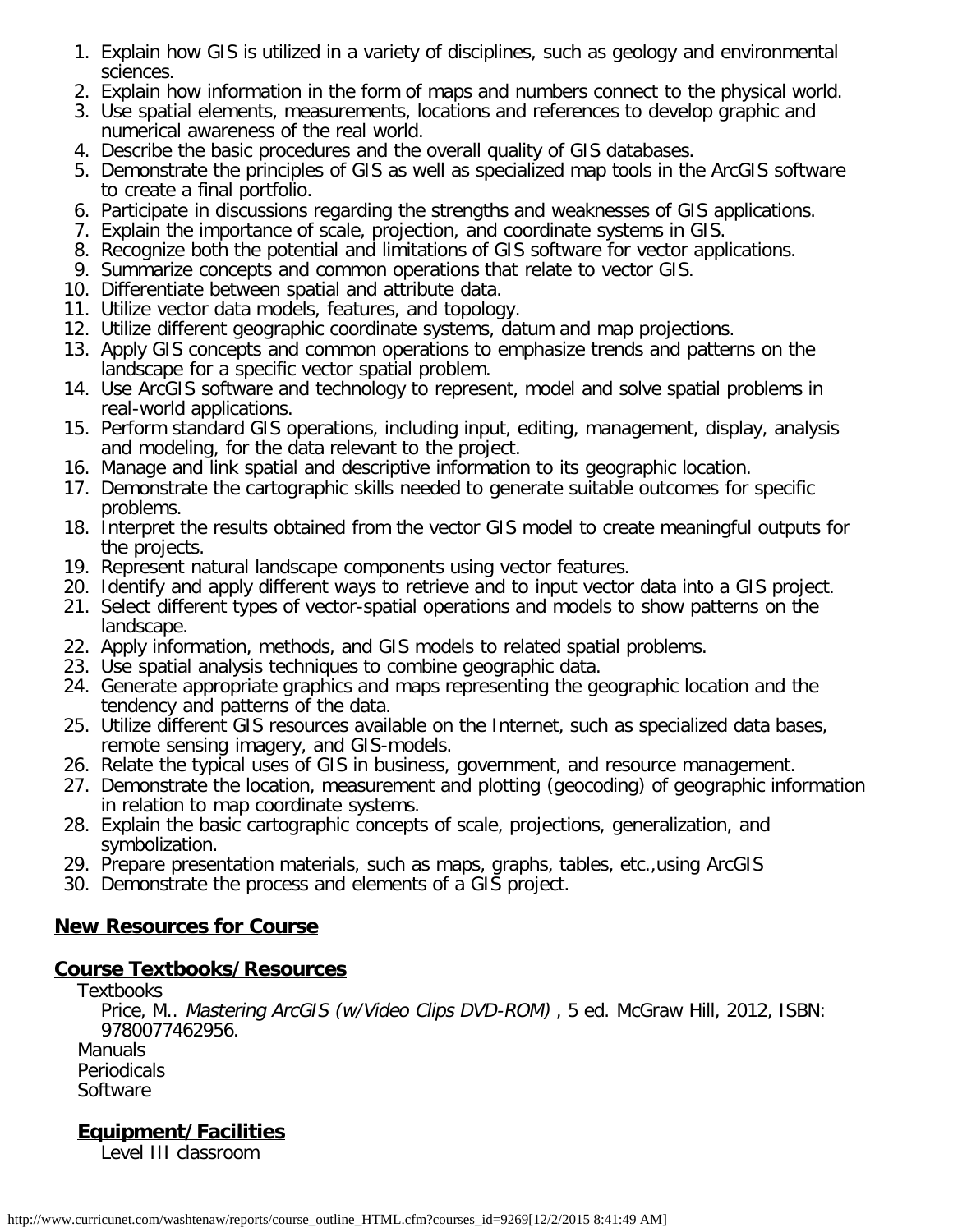1. Explain how GIS is utilized in a variety of disciplines, such as geology and environmental sciences.
2. Explain how information in the form of maps and numbers connect to the physical world.
3. Use spatial elements, measurements, locations and references to develop graphic and numerical awareness of the real world.
4. Describe the basic procedures and the overall quality of GIS databases.
5. Demonstrate the principles of GIS as well as specialized map tools in the ArcGIS software to create a final portfolio.
6. Participate in discussions regarding the strengths and weaknesses of GIS applications.
7. Explain the importance of scale, projection, and coordinate systems in GIS.
8. Recognize both the potential and limitations of GIS software for vector applications.
9. Summarize concepts and common operations that relate to vector GIS.
10. Differentiate between spatial and attribute data.
11. Utilize vector data models, features, and topology.
12. Utilize different geographic coordinate systems, datum and map projections.
13. Apply GIS concepts and common operations to emphasize trends and patterns on the landscape for a specific vector spatial problem.
14. Use ArcGIS software and technology to represent, model and solve spatial problems in real-world applications.
15. Perform standard GIS operations, including input, editing, management, display, analysis and modeling, for the data relevant to the project.
16. Manage and link spatial and descriptive information to its geographic location.
17. Demonstrate the cartographic skills needed to generate suitable outcomes for specific problems.
18. Interpret the results obtained from the vector GIS model to create meaningful outputs for the projects.
19. Represent natural landscape components using vector features.
20. Identify and apply different ways to retrieve and to input vector data into a GIS project.
21. Select different types of vector-spatial operations and models to show patterns on the landscape.
22. Apply information, methods, and GIS models to related spatial problems.
23. Use spatial analysis techniques to combine geographic data.
24. Generate appropriate graphics and maps representing the geographic location and the tendency and patterns of the data.
25. Utilize different GIS resources available on the Internet, such as specialized data bases, remote sensing imagery, and GIS-models.
26. Relate the typical uses of GIS in business, government, and resource management.
27. Demonstrate the location, measurement and plotting (geocoding) of geographic information in relation to map coordinate systems.
28. Explain the basic cartographic concepts of scale, projections, generalization, and symbolization.
29. Prepare presentation materials, such as maps, graphs, tables, etc.,using ArcGIS
30. Demonstrate the process and elements of a GIS project.

## New Resources for Course

## Course Textbooks/Resources

Textbooks

Price, M.. *Mastering ArcGIS (w/Video Clips DVD-ROM)* , 5 ed. McGraw Hill, 2012, ISBN: 9780077462956.

Manuals

Periodicals

Software

### Equipment/Facilities

Level III classroom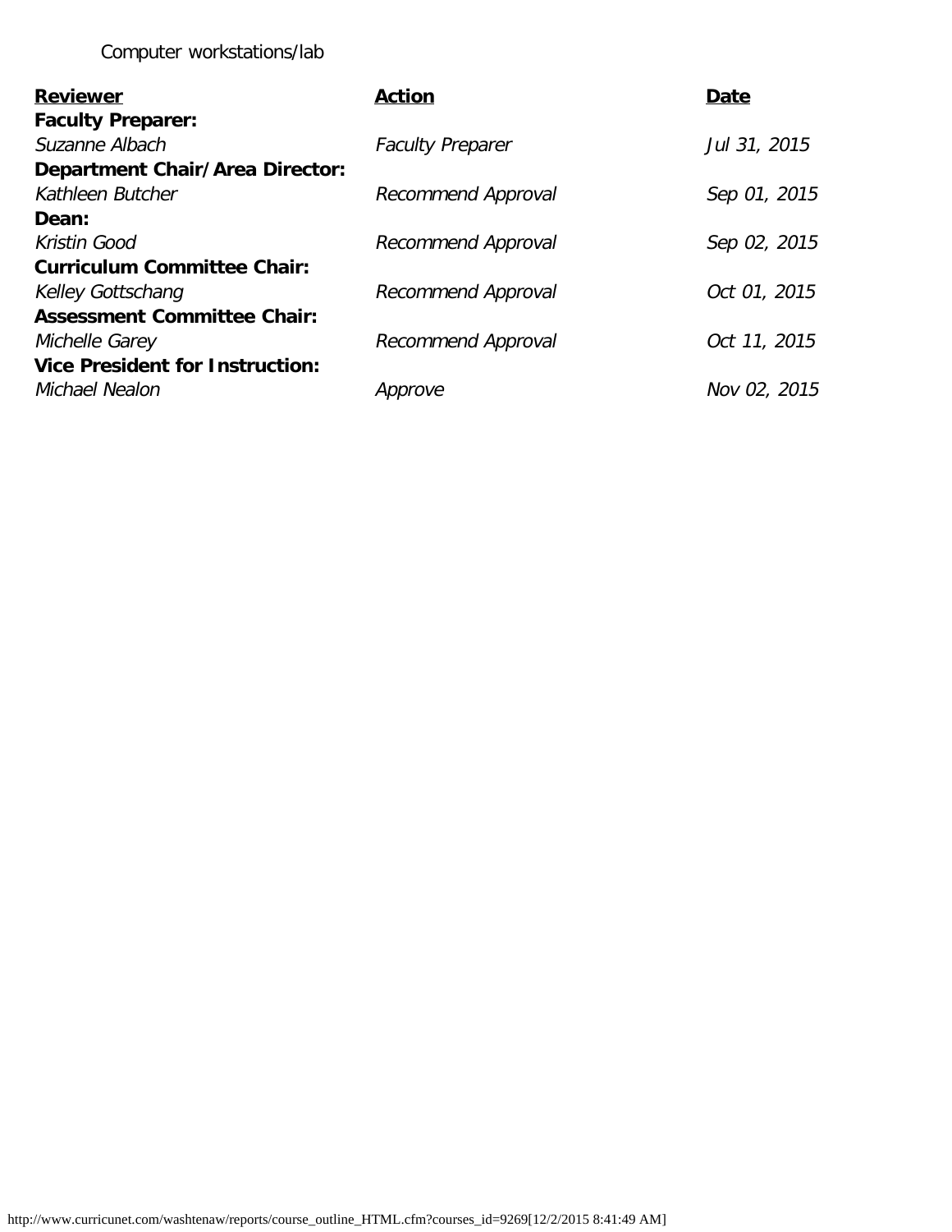Computer workstations/lab

| Reviewer | Action | Date |
|---|---|---|
| **Faculty Preparer:** | | |
| *Suzanne Albach* | *Faculty Preparer* | *Jul 31, 2015* |
| **Department Chair/Area Director:** | | |
| *Kathleen Butcher* | *Recommend Approval* | *Sep 01, 2015* |
| **Dean:** | | |
| *Kristin Good* | *Recommend Approval* | *Sep 02, 2015* |
| **Curriculum Committee Chair:** | | |
| *Kelley Gottschang* | *Recommend Approval* | *Oct 01, 2015* |
| **Assessment Committee Chair:** | | |
| *Michelle Garey* | *Recommend Approval* | *Oct 11, 2015* |
| **Vice President for Instruction:** | | |
| *Michael Nealon* | *Approve* | *Nov 02, 2015* |